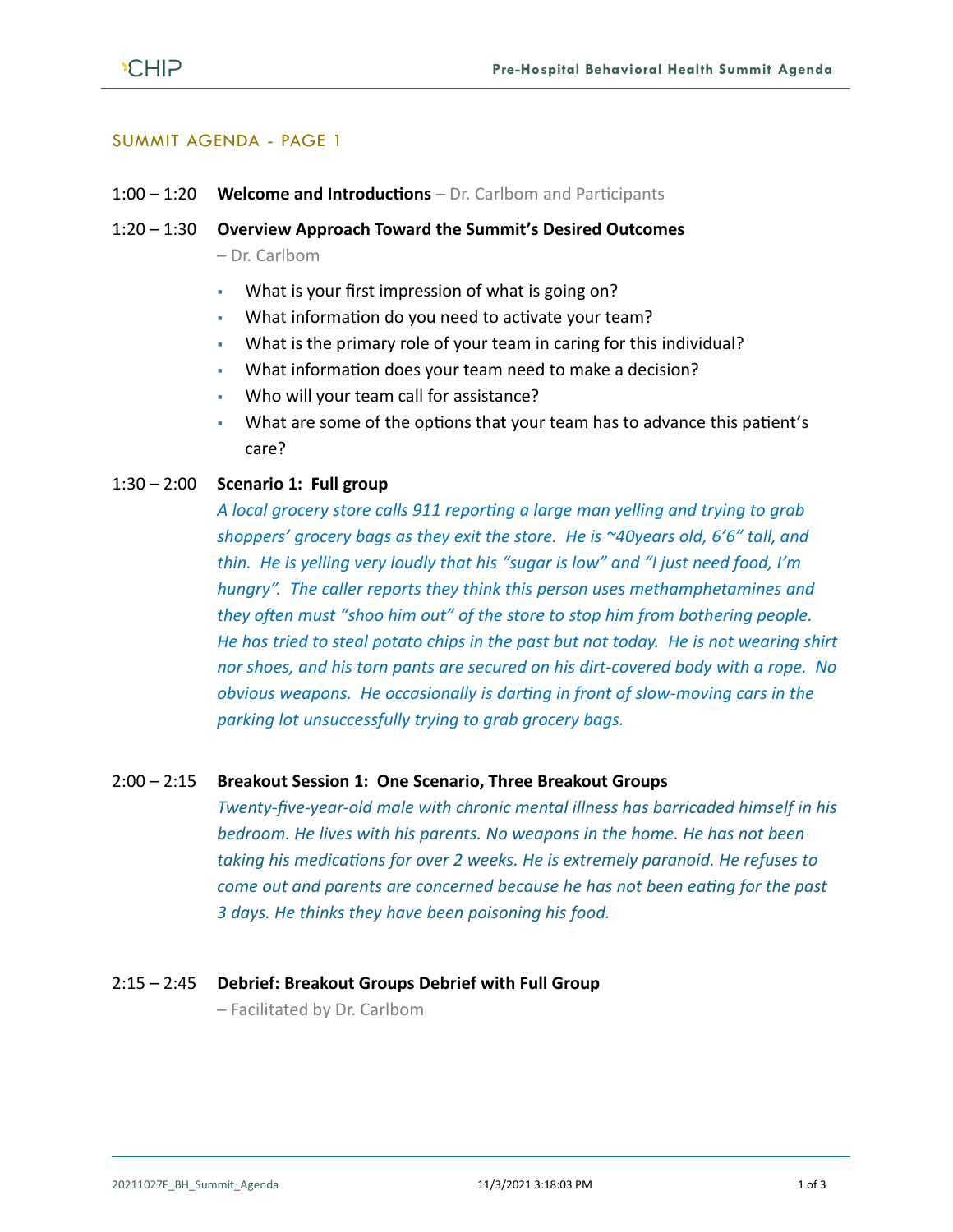## SUMMIT AGENDA - PAGE 1

1:00 – 1:20 **Welcome and Introductions** – Dr. Carlbom and Participants

1:20 – 1:30 **Overview Approach Toward the Summit's Desired Outcomes** – Dr. Carlbom

- What is your first impression of what is going on?
- What information do you need to activate your team?
- What is the primary role of your team in caring for this individual?
- What information does your team need to make a decision?
- Who will your team call for assistance?
- What are some of the options that your team has to advance this patient's care?

1:30 – 2:00 **Scenario 1: Full group**

*A local grocery store calls 911 reporting a large man yelling and trying to grab shoppers' grocery bags as they exit the store. He is ~40years old, 6'6" tall, and thin. He is yelling very loudly that his "sugar is low" and "I just need food, I'm hungry". The caller reports they think this person uses methamphetamines and they often must "shoo him out" of the store to stop him from bothering people. He has tried to steal potato chips in the past but not today. He is not wearing shirt nor shoes, and his torn pants are secured on his dirt-covered body with a rope. No obvious weapons. He occasionally is darting in front of slow-moving cars in the parking lot unsuccessfully trying to grab grocery bags.*

2:00 – 2:15 **Breakout Session 1: One Scenario, Three Breakout Groups**

*Twenty-five-year-old male with chronic mental illness has barricaded himself in his bedroom. He lives with his parents. No weapons in the home. He has not been taking his medications for over 2 weeks. He is extremely paranoid. He refuses to come out and parents are concerned because he has not been eating for the past 3 days. He thinks they have been poisoning his food.*

2:15 – 2:45 **Debrief: Breakout Groups Debrief with Full Group** – Facilitated by Dr. Carlbom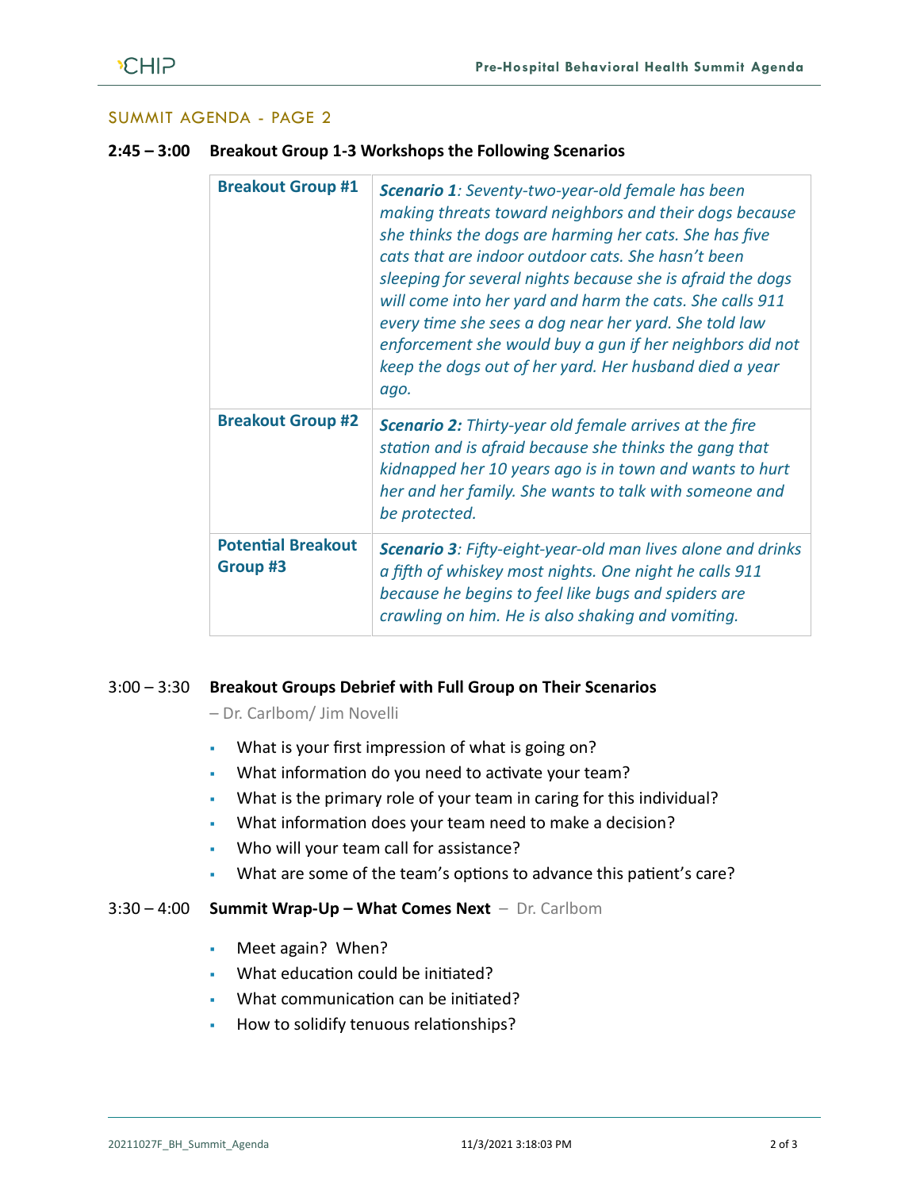## SUMMIT AGENDA - PAGE 2

**2:45 – 3:00 Breakout Group 1-3 Workshops the Following Scenarios**

| | |
|---|---|
| **Breakout Group #1** | ***Scenario 1****: Seventy-two-year-old female has been making threats toward neighbors and their dogs because she thinks the dogs are harming her cats. She has five cats that are indoor outdoor cats. She hasn't been sleeping for several nights because she is afraid the dogs will come into her yard and harm the cats. She calls 911 every time she sees a dog near her yard. She told law enforcement she would buy a gun if her neighbors did not keep the dogs out of her yard. Her husband died a year ago.* |
| **Breakout Group #2** | ***Scenario 2:*** *Thirty-year old female arrives at the fire station and is afraid because she thinks the gang that kidnapped her 10 years ago is in town and wants to hurt her and her family. She wants to talk with someone and be protected.* |
| **Potential Breakout Group #3** | ***Scenario 3****: Fifty-eight-year-old man lives alone and drinks a fifth of whiskey most nights. One night he calls 911 because he begins to feel like bugs and spiders are crawling on him. He is also shaking and vomiting.* |

3:00 – 3:30 **Breakout Groups Debrief with Full Group on Their Scenarios**
– Dr. Carlbom/ Jim Novelli

- What is your first impression of what is going on?
- What information do you need to activate your team?
- What is the primary role of your team in caring for this individual?
- What information does your team need to make a decision?
- Who will your team call for assistance?
- What are some of the team's options to advance this patient's care?

3:30 – 4:00 **Summit Wrap-Up – What Comes Next** – Dr. Carlbom

- Meet again? When?
- What education could be initiated?
- What communication can be initiated?
- How to solidify tenuous relationships?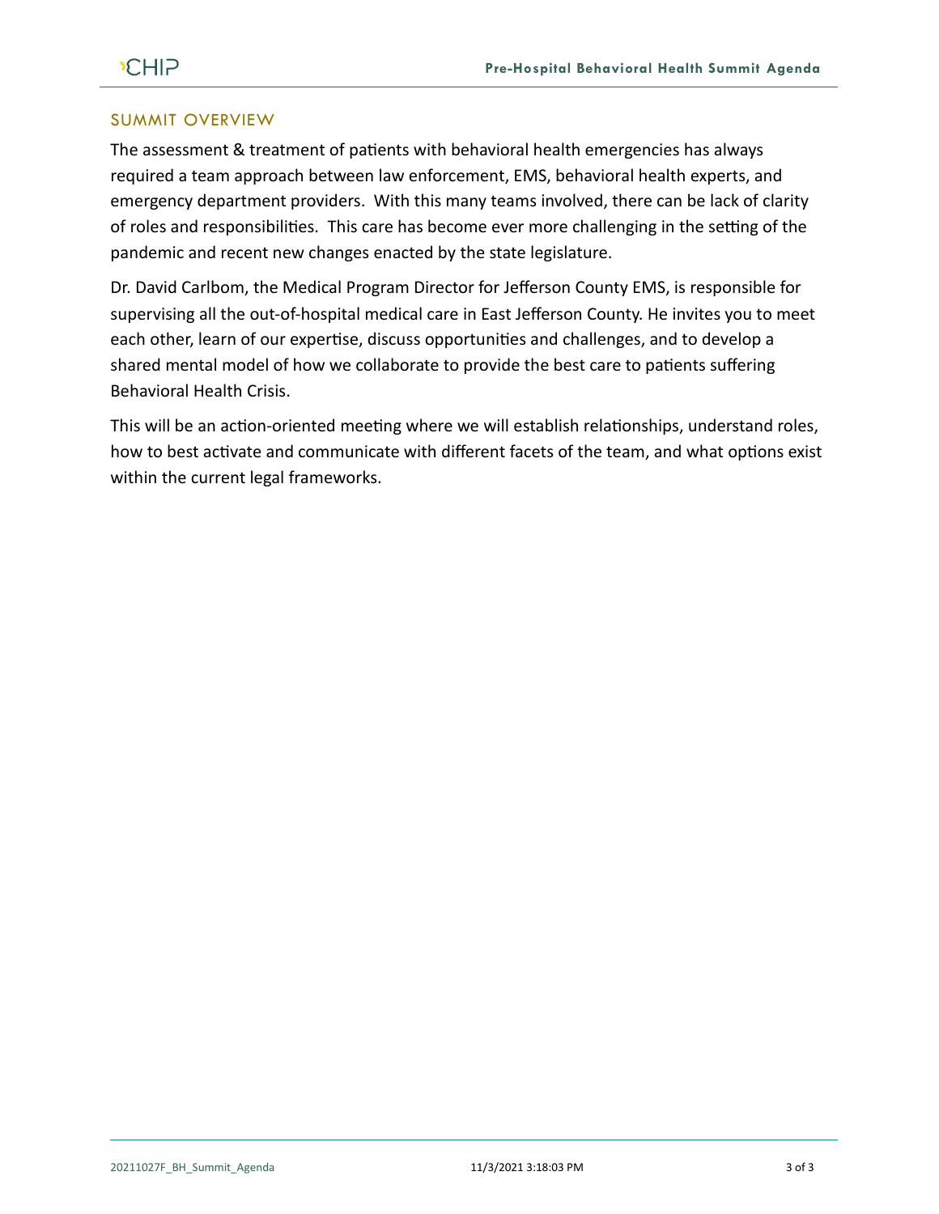## SUMMIT OVERVIEW

The assessment & treatment of patients with behavioral health emergencies has always required a team approach between law enforcement, EMS, behavioral health experts, and emergency department providers. With this many teams involved, there can be lack of clarity of roles and responsibilities. This care has become ever more challenging in the setting of the pandemic and recent new changes enacted by the state legislature.

Dr. David Carlbom, the Medical Program Director for Jefferson County EMS, is responsible for supervising all the out-of-hospital medical care in East Jefferson County. He invites you to meet each other, learn of our expertise, discuss opportunities and challenges, and to develop a shared mental model of how we collaborate to provide the best care to patients suffering Behavioral Health Crisis.

This will be an action-oriented meeting where we will establish relationships, understand roles, how to best activate and communicate with different facets of the team, and what options exist within the current legal frameworks.